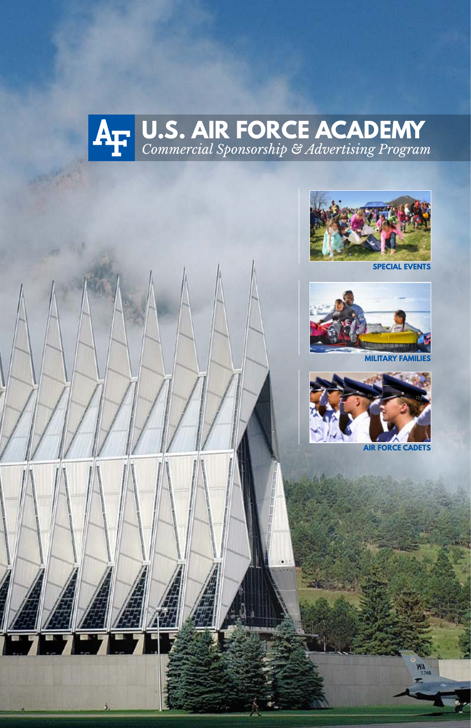# U.S. AIR FORCE ACADEMY

*Commercial Sponsorship & Advertising Program*

SPECIAL EVENTS

MILITARY FAMILIES

AIR FORCE CADETS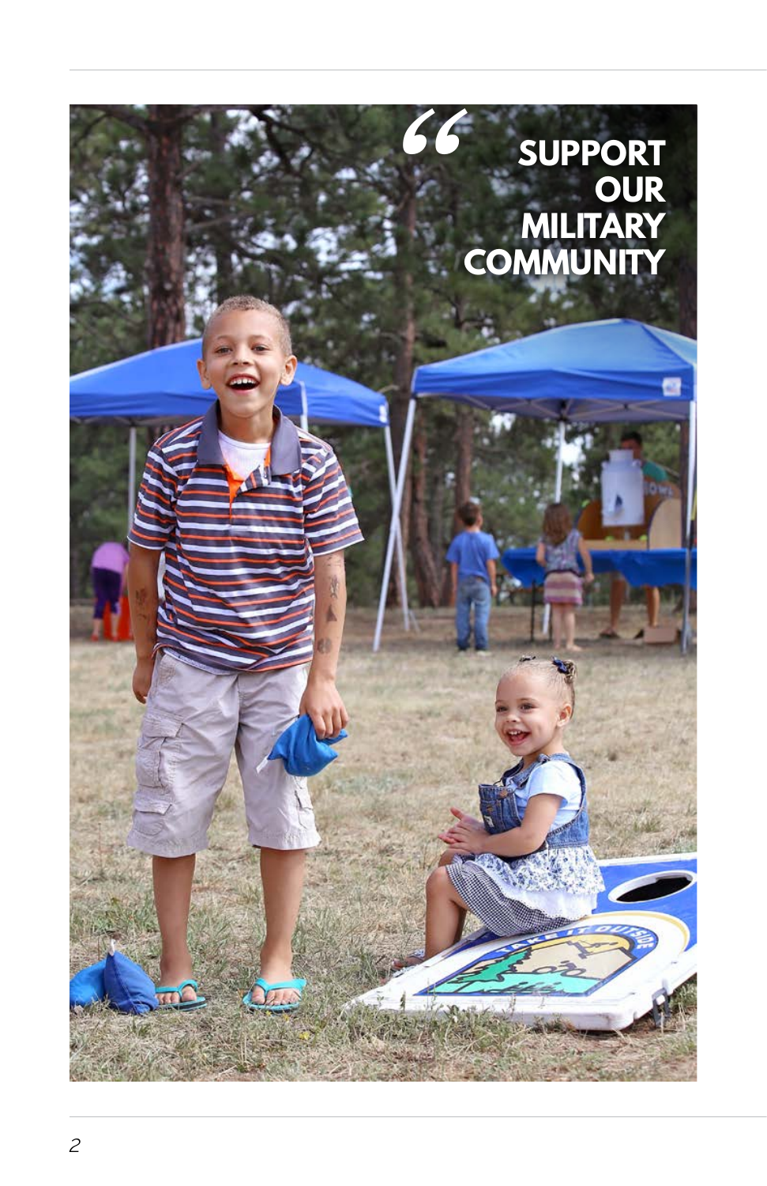“ SUPPORT OUR MILITARY COMMUNITY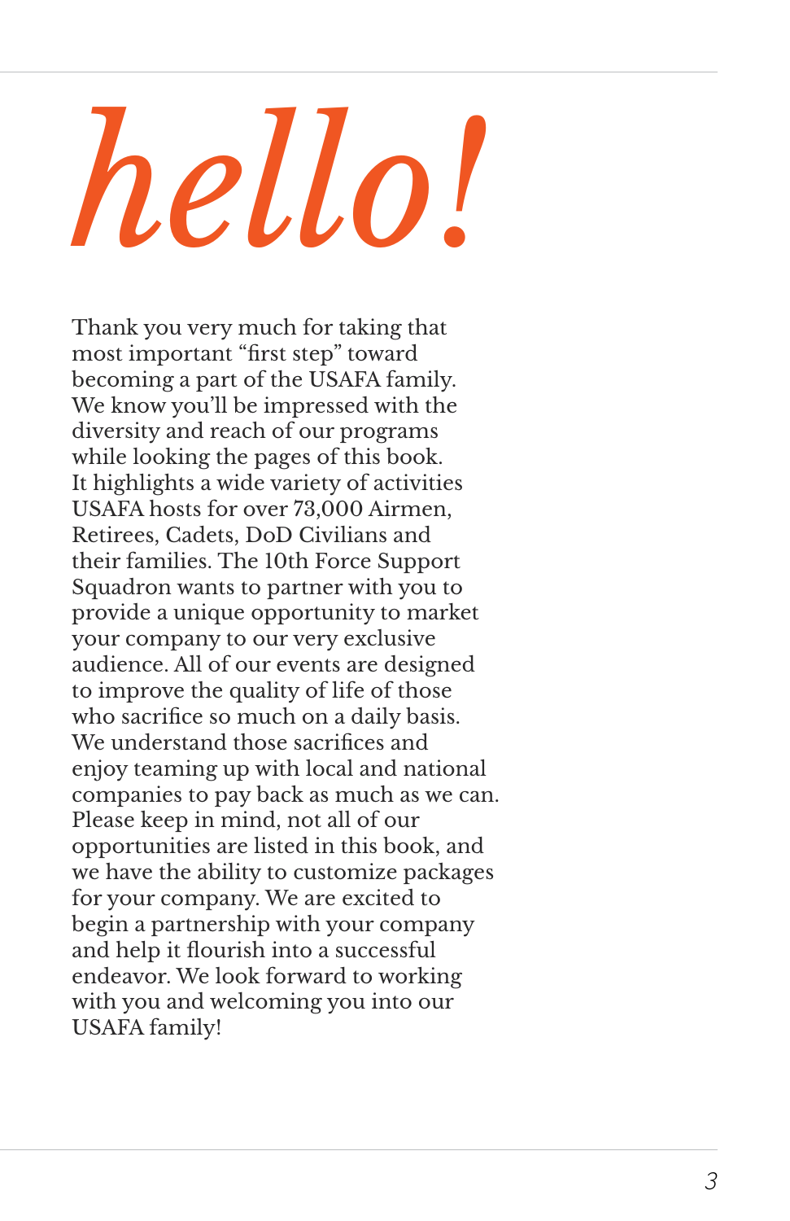# *hello!*

Thank you very much for taking that most important "first step" toward becoming a part of the USAFA family. We know you'll be impressed with the diversity and reach of our programs while looking the pages of this book. It highlights a wide variety of activities USAFA hosts for over 73,000 Airmen, Retirees, Cadets, DoD Civilians and their families. The 10th Force Support Squadron wants to partner with you to provide a unique opportunity to market your company to our very exclusive audience. All of our events are designed to improve the quality of life of those who sacrifice so much on a daily basis. We understand those sacrifices and enjoy teaming up with local and national companies to pay back as much as we can. Please keep in mind, not all of our opportunities are listed in this book, and we have the ability to customize packages for your company. We are excited to begin a partnership with your company and help it flourish into a successful endeavor. We look forward to working with you and welcoming you into our USAFA family!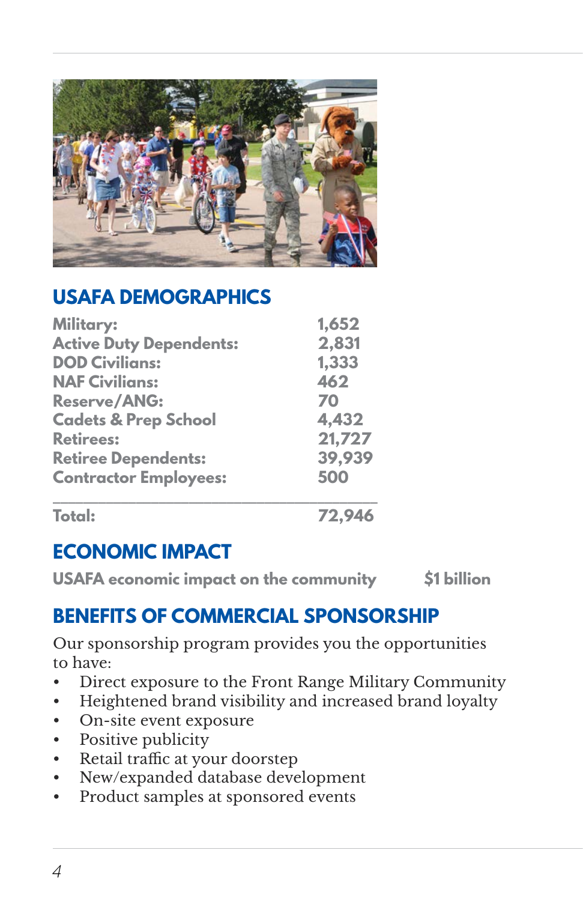## USAFA DEMOGRAPHICS

| | |
|---|---|
| Military: | 1,652 |
| Active Duty Dependents: | 2,831 |
| DOD Civilians: | 1,333 |
| NAF Civilians: | 462 |
| Reserve/ANG: | 70 |
| Cadets & Prep School | 4,432 |
| Retirees: | 21,727 |
| Retiree Dependents: | 39,939 |
| Contractor Employees: | 500 |
| Total: | 72,946 |

## ECONOMIC IMPACT

**USAFA economic impact on the community** **$1 billion**

## BENEFITS OF COMMERCIAL SPONSORSHIP

Our sponsorship program provides you the opportunities to have:

- Direct exposure to the Front Range Military Community
- Heightened brand visibility and increased brand loyalty
- On-site event exposure
- Positive publicity
- Retail traffic at your doorstep
- New/expanded database development
- Product samples at sponsored events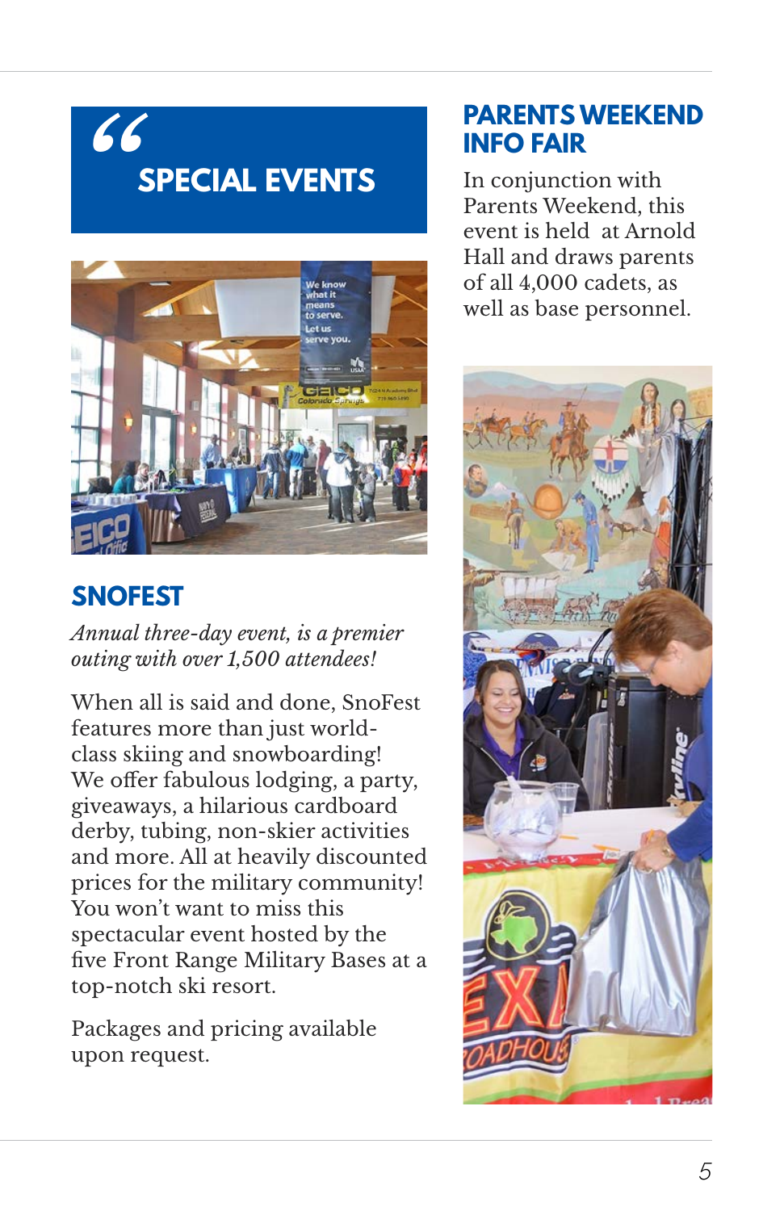# SPECIAL EVENTS

## SNOFEST

*Annual three-day event, is a premier outing with over 1,500 attendees!*

When all is said and done, SnoFest features more than just world-class skiing and snowboarding! We offer fabulous lodging, a party, giveaways, a hilarious cardboard derby, tubing, non-skier activities and more. All at heavily discounted prices for the military community! You won't want to miss this spectacular event hosted by the five Front Range Military Bases at a top-notch ski resort.

Packages and pricing available upon request.

## PARENTS WEEKEND INFO FAIR

In conjunction with Parents Weekend, this event is held at Arnold Hall and draws parents of all 4,000 cadets, as well as base personnel.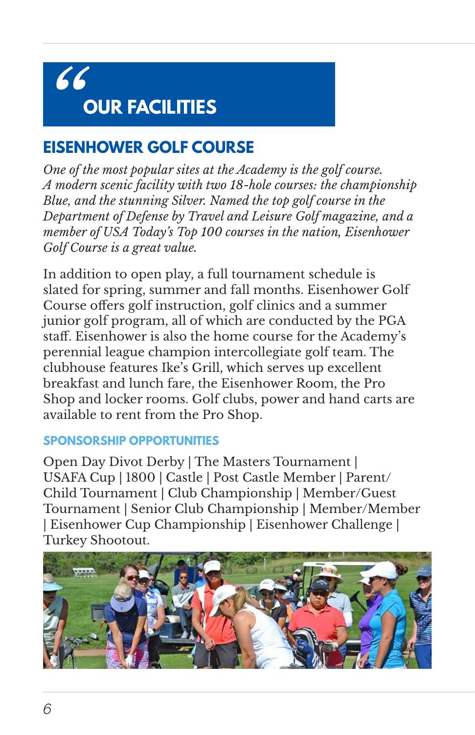# OUR FACILITIES

## EISENHOWER GOLF COURSE

*One of the most popular sites at the Academy is the golf course. A modern scenic facility with two 18-hole courses: the championship Blue, and the stunning Silver. Named the top golf course in the Department of Defense by Travel and Leisure Golf magazine, and a member of USA Today's Top 100 courses in the nation, Eisenhower Golf Course is a great value.*

In addition to open play, a full tournament schedule is slated for spring, summer and fall months. Eisenhower Golf Course offers golf instruction, golf clinics and a summer junior golf program, all of which are conducted by the PGA staff. Eisenhower is also the home course for the Academy's perennial league champion intercollegiate golf team. The clubhouse features Ike's Grill, which serves up excellent breakfast and lunch fare, the Eisenhower Room, the Pro Shop and locker rooms. Golf clubs, power and hand carts are available to rent from the Pro Shop.

### SPONSORSHIP OPPORTUNITIES

Open Day Divot Derby | The Masters Tournament | USAFA Cup | 1800 | Castle | Post Castle Member | Parent/Child Tournament | Club Championship | Member/Guest Tournament | Senior Club Championship | Member/Member | Eisenhower Cup Championship | Eisenhower Challenge | Turkey Shootout.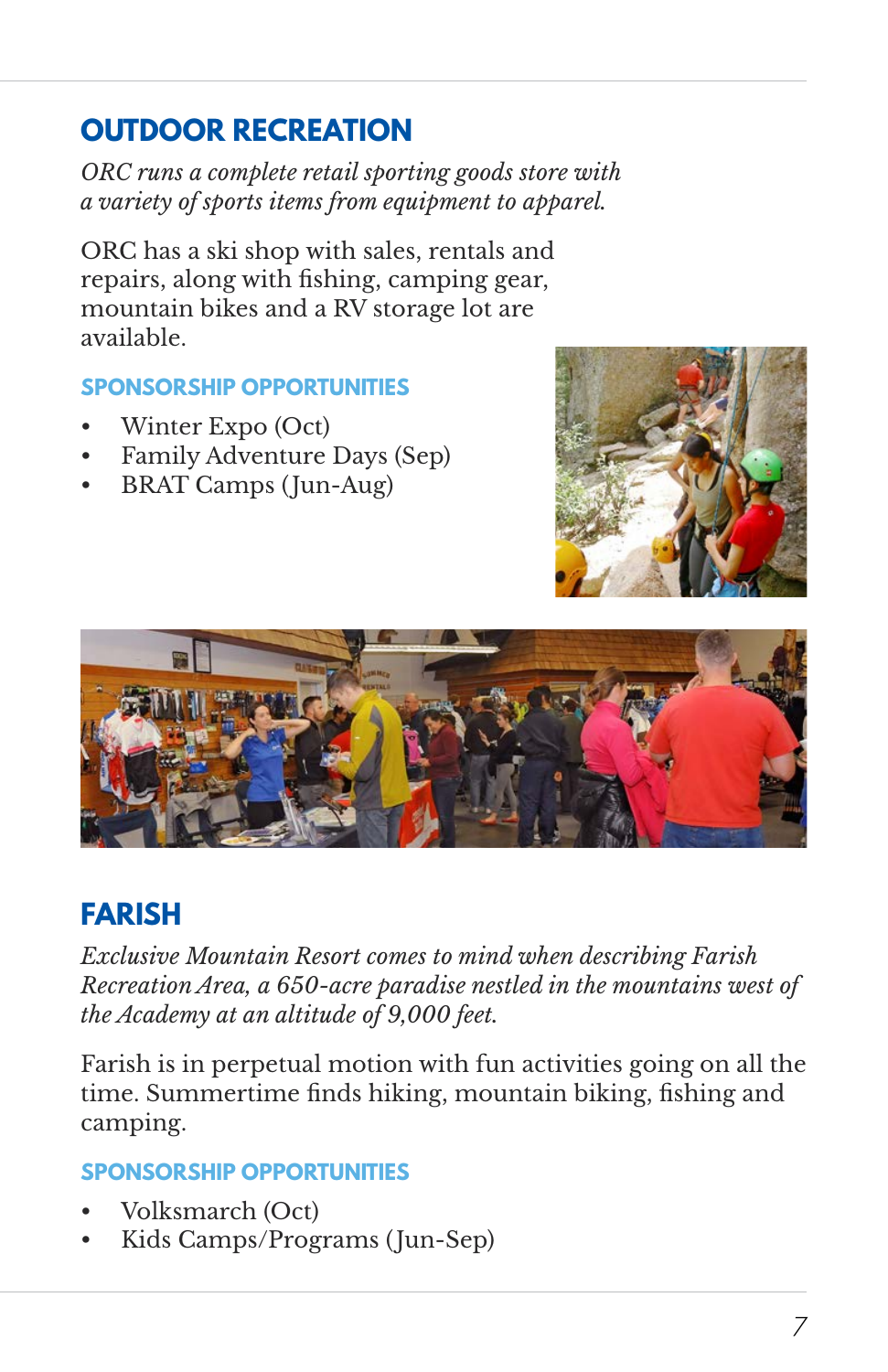## OUTDOOR RECREATION

*ORC runs a complete retail sporting goods store with a variety of sports items from equipment to apparel.*

ORC has a ski shop with sales, rentals and repairs, along with fishing, camping gear, mountain bikes and a RV storage lot are available.

### SPONSORSHIP OPPORTUNITIES

- Winter Expo (Oct)
- Family Adventure Days (Sep)
- BRAT Camps (Jun-Aug)

## FARISH

*Exclusive Mountain Resort comes to mind when describing Farish Recreation Area, a 650-acre paradise nestled in the mountains west of the Academy at an altitude of 9,000 feet.*

Farish is in perpetual motion with fun activities going on all the time. Summertime finds hiking, mountain biking, fishing and camping.

### SPONSORSHIP OPPORTUNITIES

- Volksmarch (Oct)
- Kids Camps/Programs (Jun-Sep)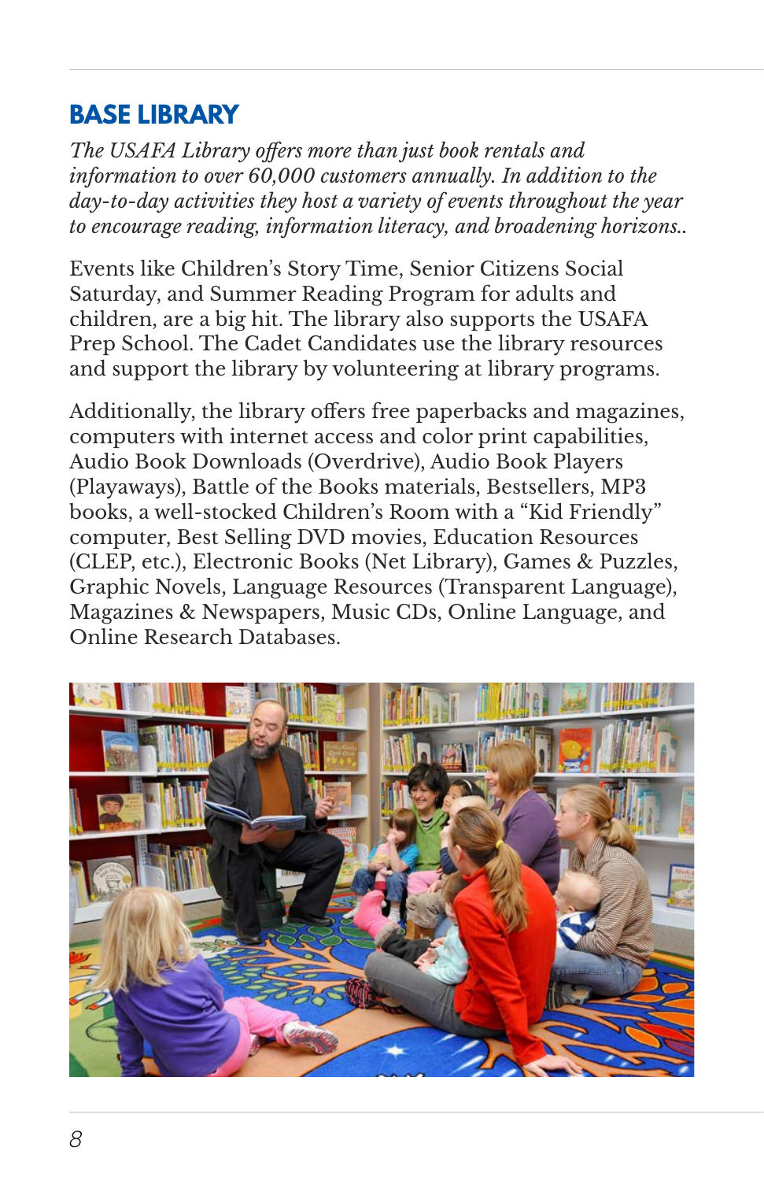## BASE LIBRARY

*The USAFA Library offers more than just book rentals and information to over 60,000 customers annually. In addition to the day-to-day activities they host a variety of events throughout the year to encourage reading, information literacy, and broadening horizons..*

Events like Children's Story Time, Senior Citizens Social Saturday, and Summer Reading Program for adults and children, are a big hit. The library also supports the USAFA Prep School. The Cadet Candidates use the library resources and support the library by volunteering at library programs.

Additionally, the library offers free paperbacks and magazines, computers with internet access and color print capabilities, Audio Book Downloads (Overdrive), Audio Book Players (Playaways), Battle of the Books materials, Bestsellers, MP3 books, a well-stocked Children's Room with a "Kid Friendly" computer, Best Selling DVD movies, Education Resources (CLEP, etc.), Electronic Books (Net Library), Games & Puzzles, Graphic Novels, Language Resources (Transparent Language), Magazines & Newspapers, Music CDs, Online Language, and Online Research Databases.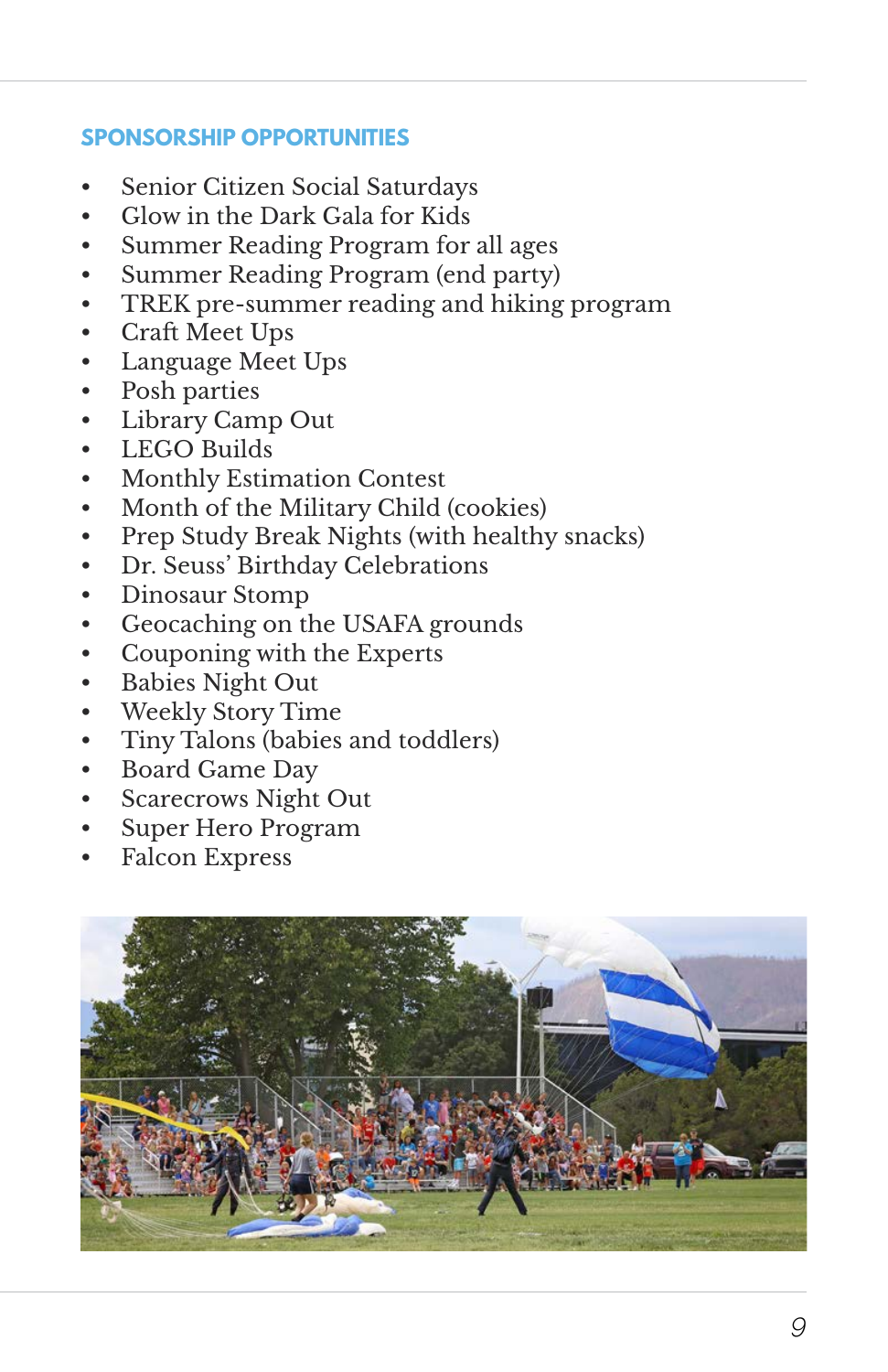## SPONSORSHIP OPPORTUNITIES

- Senior Citizen Social Saturdays
- Glow in the Dark Gala for Kids
- Summer Reading Program for all ages
- Summer Reading Program (end party)
- TREK pre-summer reading and hiking program
- Craft Meet Ups
- Language Meet Ups
- Posh parties
- Library Camp Out
- LEGO Builds
- Monthly Estimation Contest
- Month of the Military Child (cookies)
- Prep Study Break Nights (with healthy snacks)
- Dr. Seuss' Birthday Celebrations
- Dinosaur Stomp
- Geocaching on the USAFA grounds
- Couponing with the Experts
- Babies Night Out
- Weekly Story Time
- Tiny Talons (babies and toddlers)
- Board Game Day
- Scarecrows Night Out
- Super Hero Program
- Falcon Express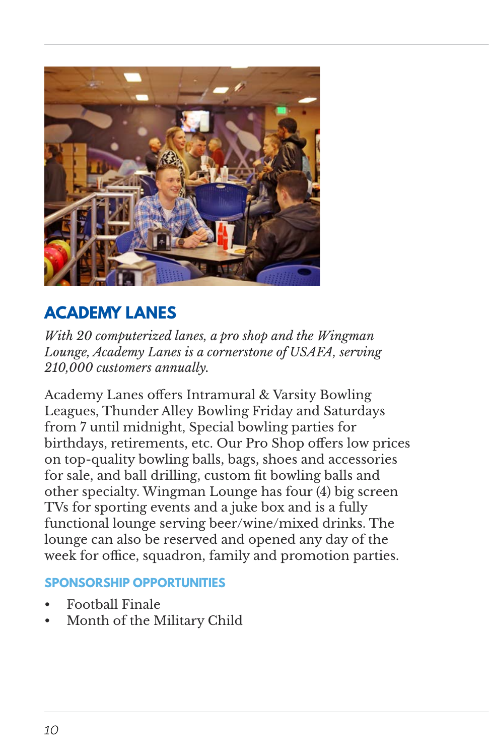## ACADEMY LANES

*With 20 computerized lanes, a pro shop and the Wingman Lounge, Academy Lanes is a cornerstone of USAFA, serving 210,000 customers annually.*

Academy Lanes offers Intramural & Varsity Bowling Leagues, Thunder Alley Bowling Friday and Saturdays from 7 until midnight, Special bowling parties for birthdays, retirements, etc. Our Pro Shop offers low prices on top-quality bowling balls, bags, shoes and accessories for sale, and ball drilling, custom fit bowling balls and other specialty. Wingman Lounge has four (4) big screen TVs for sporting events and a juke box and is a fully functional lounge serving beer/wine/mixed drinks. The lounge can also be reserved and opened any day of the week for office, squadron, family and promotion parties.

### SPONSORSHIP OPPORTUNITIES

- Football Finale
- Month of the Military Child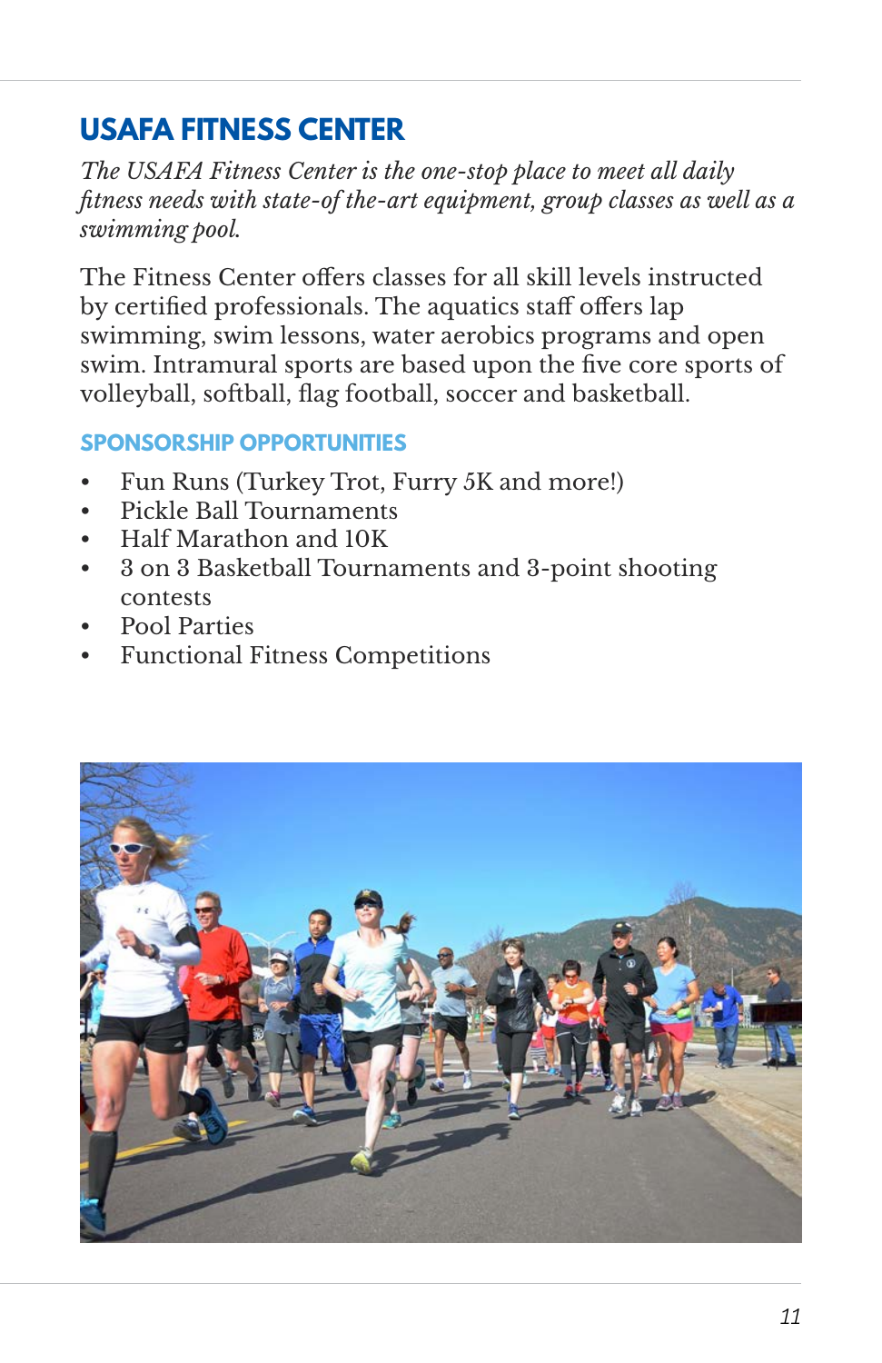## USAFA FITNESS CENTER

*The USAFA Fitness Center is the one-stop place to meet all daily fitness needs with state-of the-art equipment, group classes as well as a swimming pool.*

The Fitness Center offers classes for all skill levels instructed by certified professionals. The aquatics staff offers lap swimming, swim lessons, water aerobics programs and open swim. Intramural sports are based upon the five core sports of volleyball, softball, flag football, soccer and basketball.

### SPONSORSHIP OPPORTUNITIES

- Fun Runs (Turkey Trot, Furry 5K and more!)
- Pickle Ball Tournaments
- Half Marathon and 10K
- 3 on 3 Basketball Tournaments and 3-point shooting contests
- Pool Parties
- Functional Fitness Competitions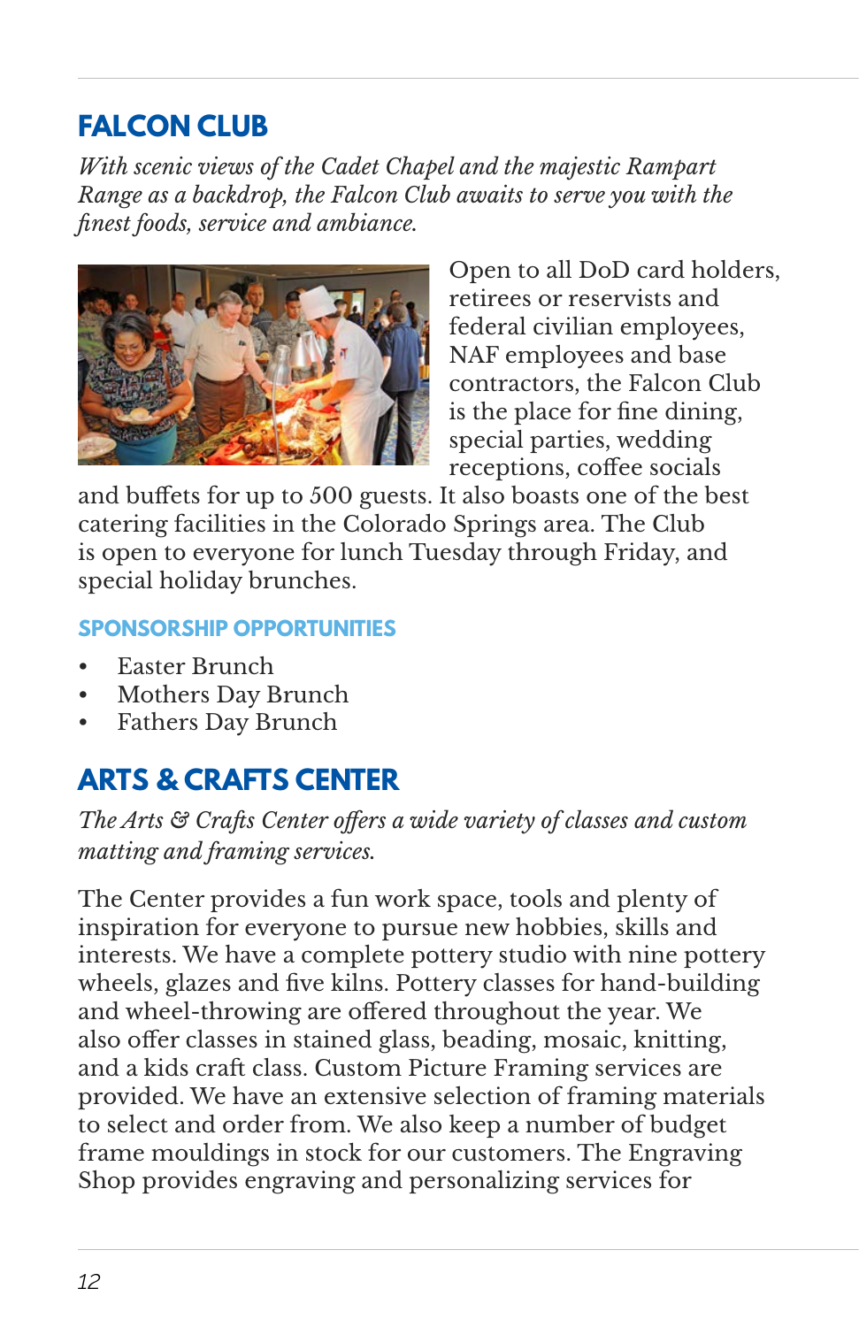## FALCON CLUB

*With scenic views of the Cadet Chapel and the majestic Rampart Range as a backdrop, the Falcon Club awaits to serve you with the finest foods, service and ambiance.*

Open to all DoD card holders, retirees or reservists and federal civilian employees, NAF employees and base contractors, the Falcon Club is the place for fine dining, special parties, wedding receptions, coffee socials and buffets for up to 500 guests. It also boasts one of the best catering facilities in the Colorado Springs area. The Club is open to everyone for lunch Tuesday through Friday, and special holiday brunches.

### SPONSORSHIP OPPORTUNITIES

- Easter Brunch
- Mothers Day Brunch
- Fathers Day Brunch

## ARTS & CRAFTS CENTER

*The Arts & Crafts Center offers a wide variety of classes and custom matting and framing services.*

The Center provides a fun work space, tools and plenty of inspiration for everyone to pursue new hobbies, skills and interests. We have a complete pottery studio with nine pottery wheels, glazes and five kilns. Pottery classes for hand-building and wheel-throwing are offered throughout the year. We also offer classes in stained glass, beading, mosaic, knitting, and a kids craft class. Custom Picture Framing services are provided. We have an extensive selection of framing materials to select and order from. We also keep a number of budget frame mouldings in stock for our customers. The Engraving Shop provides engraving and personalizing services for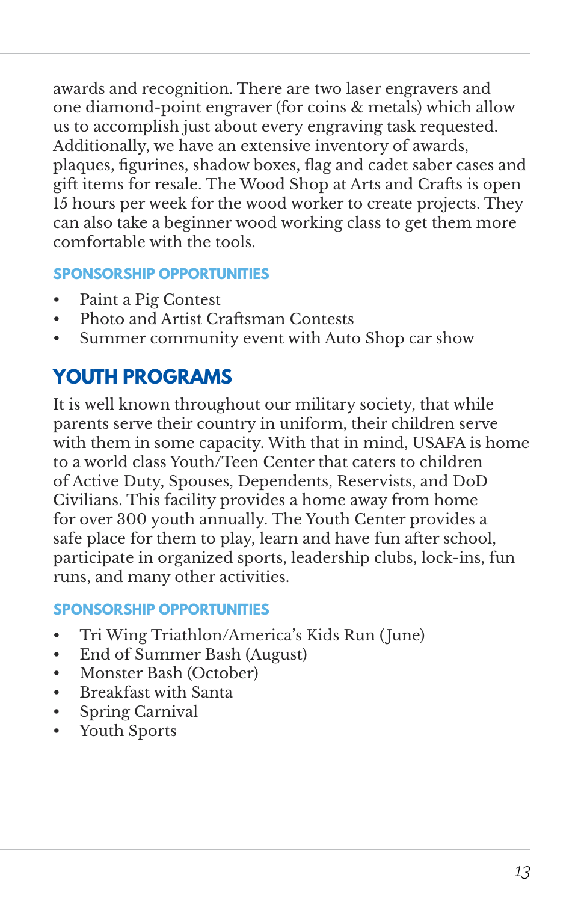awards and recognition. There are two laser engravers and one diamond-point engraver (for coins & metals) which allow us to accomplish just about every engraving task requested. Additionally, we have an extensive inventory of awards, plaques, figurines, shadow boxes, flag and cadet saber cases and gift items for resale. The Wood Shop at Arts and Crafts is open 15 hours per week for the wood worker to create projects. They can also take a beginner wood working class to get them more comfortable with the tools.

### SPONSORSHIP OPPORTUNITIES

- Paint a Pig Contest
- Photo and Artist Craftsman Contests
- Summer community event with Auto Shop car show

## YOUTH PROGRAMS

It is well known throughout our military society, that while parents serve their country in uniform, their children serve with them in some capacity. With that in mind, USAFA is home to a world class Youth/Teen Center that caters to children of Active Duty, Spouses, Dependents, Reservists, and DoD Civilians. This facility provides a home away from home for over 300 youth annually. The Youth Center provides a safe place for them to play, learn and have fun after school, participate in organized sports, leadership clubs, lock-ins, fun runs, and many other activities.

### SPONSORSHIP OPPORTUNITIES

- Tri Wing Triathlon/America's Kids Run (June)
- End of Summer Bash (August)
- Monster Bash (October)
- Breakfast with Santa
- Spring Carnival
- Youth Sports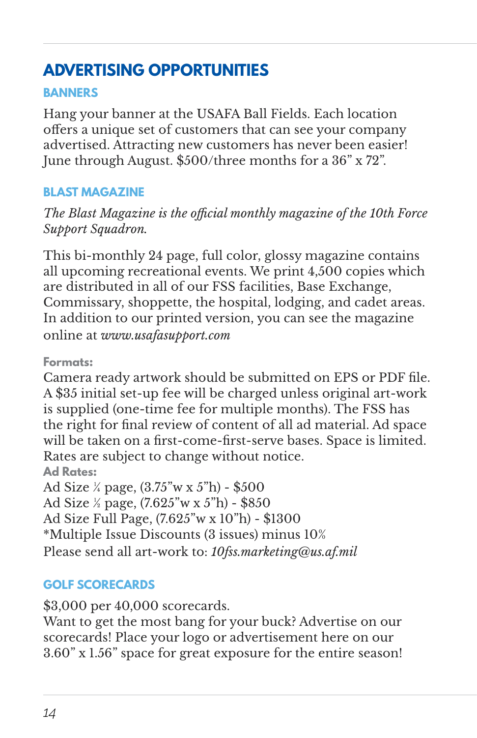# ADVERTISING OPPORTUNITIES

## BANNERS

Hang your banner at the USAFA Ball Fields. Each location offers a unique set of customers that can see your company advertised. Attracting new customers has never been easier! June through August. $500/three months for a 36" x 72".

## BLAST MAGAZINE

*The Blast Magazine is the official monthly magazine of the 10th Force Support Squadron.*

This bi-monthly 24 page, full color, glossy magazine contains all upcoming recreational events. We print 4,500 copies which are distributed in all of our FSS facilities, Base Exchange, Commissary, shoppette, the hospital, lodging, and cadet areas. In addition to our printed version, you can see the magazine online at *www.usafasupport.com*

**Formats:**

Camera ready artwork should be submitted on EPS or PDF file. A $35 initial set-up fee will be charged unless original art-work is supplied (one-time fee for multiple months). The FSS has the right for final review of content of all ad material. Ad space will be taken on a first-come-first-serve bases. Space is limited. Rates are subject to change without notice.

**Ad Rates:**

Ad Size ¼ page, (3.75"w x 5"h) - $500
Ad Size ½ page, (7.625"w x 5"h) - $850
Ad Size Full Page, (7.625"w x 10"h) - $1300
*Multiple Issue Discounts (3 issues) minus 10%
Please send all art-work to: *10fss.marketing@us.af.mil*

## GOLF SCORECARDS

$3,000 per 40,000 scorecards.
Want to get the most bang for your buck? Advertise on our scorecards! Place your logo or advertisement here on our 3.60" x 1.56" space for great exposure for the entire season!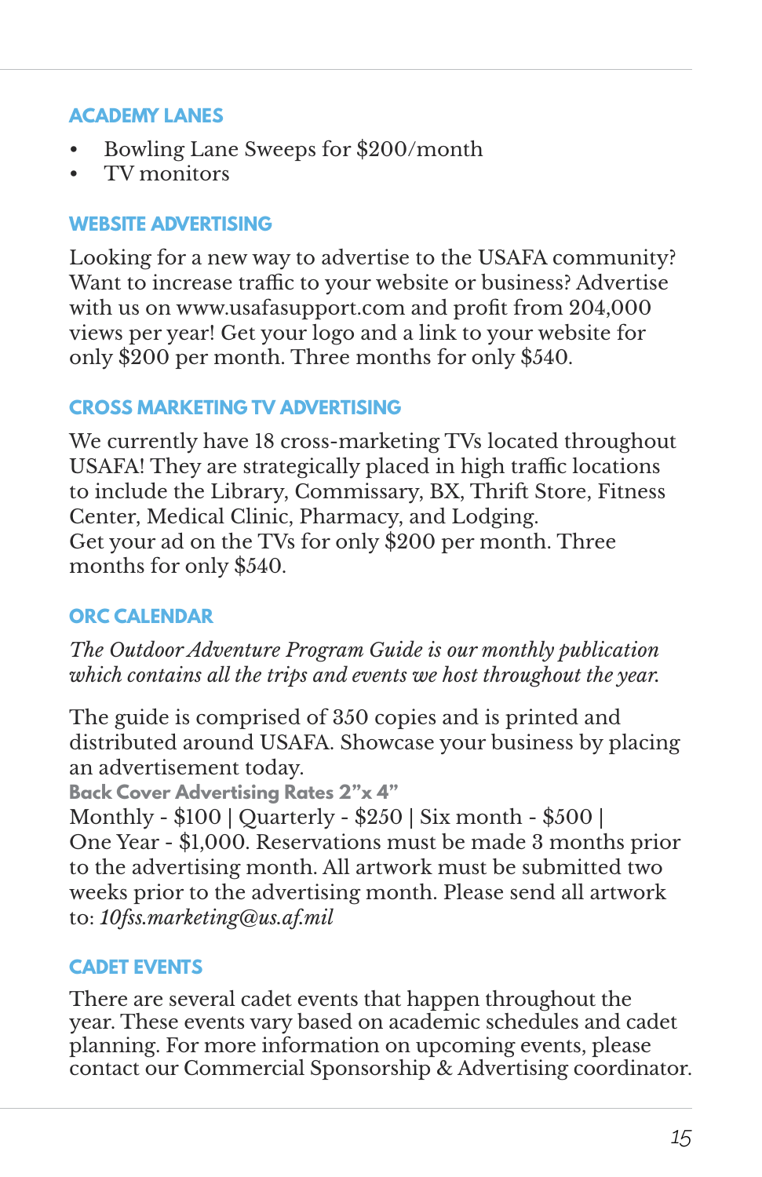## ACADEMY LANES

- Bowling Lane Sweeps for $200/month
- TV monitors

## WEBSITE ADVERTISING

Looking for a new way to advertise to the USAFA community? Want to increase traffic to your website or business? Advertise with us on www.usafasupport.com and profit from 204,000 views per year! Get your logo and a link to your website for only $200 per month. Three months for only $540.

## CROSS MARKETING TV ADVERTISING

We currently have 18 cross-marketing TVs located throughout USAFA! They are strategically placed in high traffic locations to include the Library, Commissary, BX, Thrift Store, Fitness Center, Medical Clinic, Pharmacy, and Lodging.
Get your ad on the TVs for only $200 per month. Three months for only $540.

## ORC CALENDAR

*The Outdoor Adventure Program Guide is our monthly publication which contains all the trips and events we host throughout the year.*

The guide is comprised of 350 copies and is printed and distributed around USAFA. Showcase your business by placing an advertisement today.

**Back Cover Advertising Rates 2"x 4"**

Monthly - $100 | Quarterly - $250 | Six month - $500 | One Year - $1,000. Reservations must be made 3 months prior to the advertising month. All artwork must be submitted two weeks prior to the advertising month. Please send all artwork to: *10fss.marketing@us.af.mil*

## CADET EVENTS

There are several cadet events that happen throughout the year. These events vary based on academic schedules and cadet planning. For more information on upcoming events, please contact our Commercial Sponsorship & Advertising coordinator.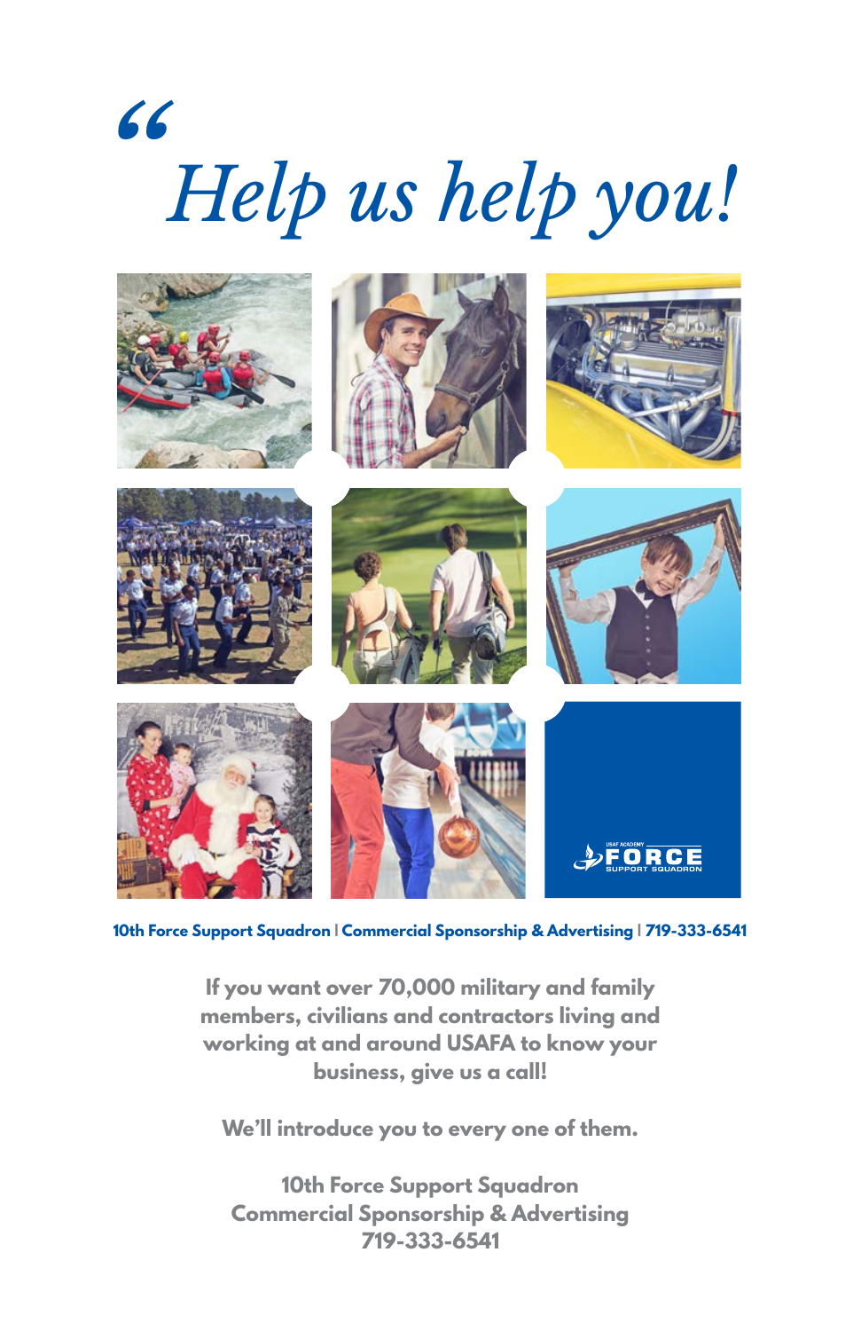# "Help us help you!

**10th Force Support Squadron | Commercial Sponsorship & Advertising | 719-333-6541**

**If you want over 70,000 military and family members, civilians and contractors living and working at and around USAFA to know your business, give us a call!**

**We'll introduce you to every one of them.**

**10th Force Support Squadron**
**Commercial Sponsorship & Advertising**
**719-333-6541**